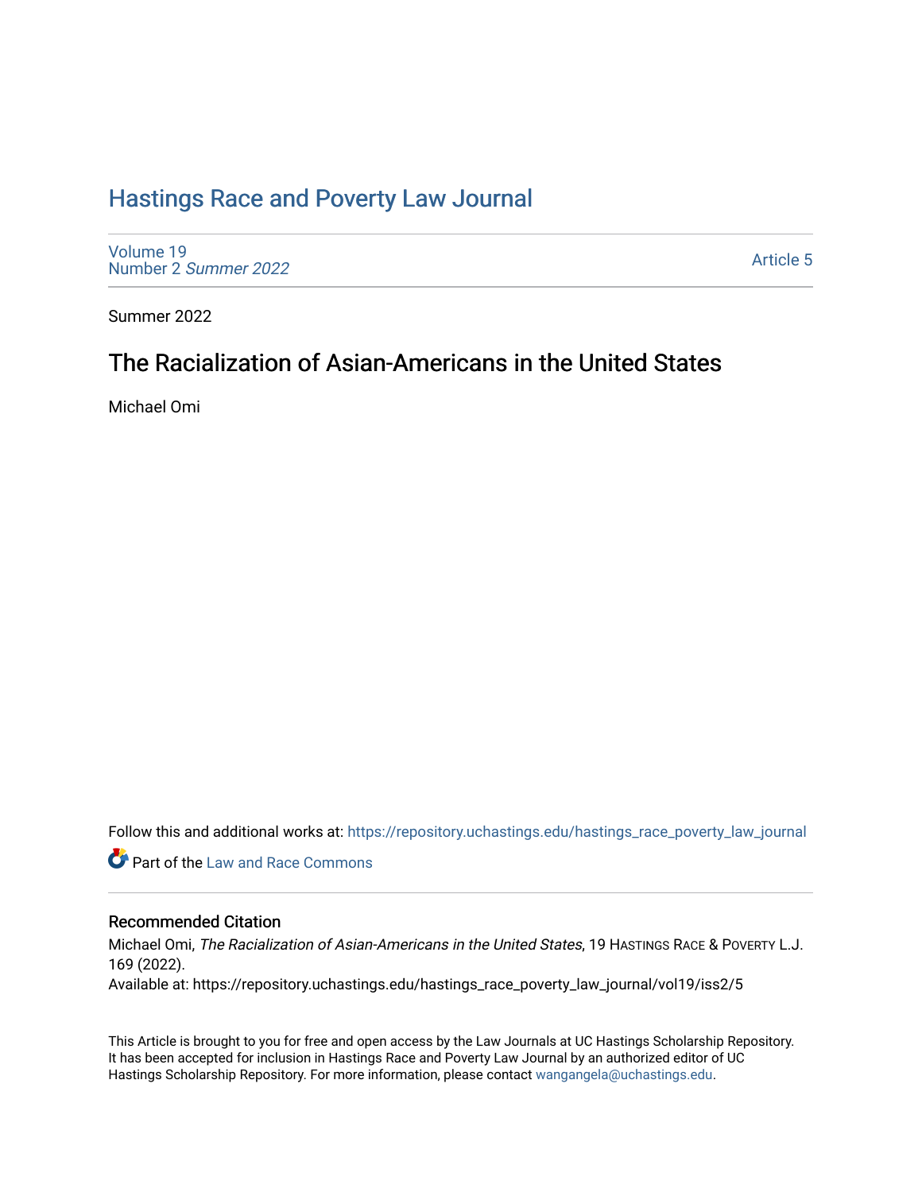# Hastings Race and Poverty Law Journal

Volume 19
Number 2 *Summer 2022*

Article 5

Summer 2022

## The Racialization of Asian-Americans in the United States

Michael Omi

Follow this and additional works at: https://repository.uchastings.edu/hastings_race_poverty_law_journal

Part of the Law and Race Commons

### Recommended Citation

Michael Omi, *The Racialization of Asian-Americans in the United States*, 19 HASTINGS RACE & POVERTY L.J. 169 (2022).
Available at: https://repository.uchastings.edu/hastings_race_poverty_law_journal/vol19/iss2/5

This Article is brought to you for free and open access by the Law Journals at UC Hastings Scholarship Repository. It has been accepted for inclusion in Hastings Race and Poverty Law Journal by an authorized editor of UC Hastings Scholarship Repository. For more information, please contact wangangela@uchastings.edu.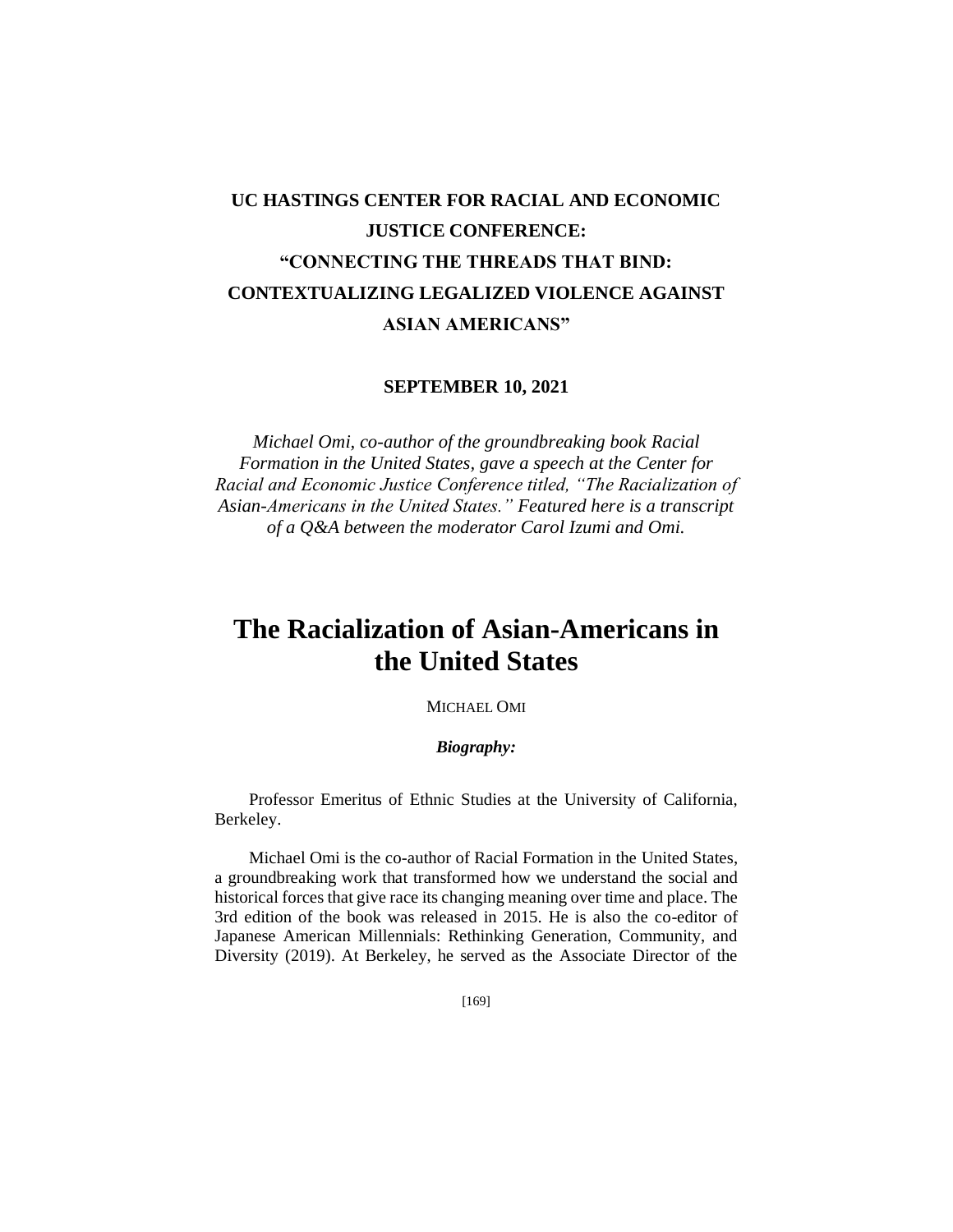**UC HASTINGS CENTER FOR RACIAL AND ECONOMIC JUSTICE CONFERENCE: "CONNECTING THE THREADS THAT BIND: CONTEXTUALIZING LEGALIZED VIOLENCE AGAINST ASIAN AMERICANS"**

**SEPTEMBER 10, 2021**

*Michael Omi, co-author of the groundbreaking book Racial Formation in the United States, gave a speech at the Center for Racial and Economic Justice Conference titled, "The Racialization of Asian-Americans in the United States." Featured here is a transcript of a Q&A between the moderator Carol Izumi and Omi.*

# The Racialization of Asian-Americans in the United States

MICHAEL OMI

***Biography:***

Professor Emeritus of Ethnic Studies at the University of California, Berkeley.

Michael Omi is the co-author of Racial Formation in the United States, a groundbreaking work that transformed how we understand the social and historical forces that give race its changing meaning over time and place. The 3rd edition of the book was released in 2015. He is also the co-editor of Japanese American Millennials: Rethinking Generation, Community, and Diversity (2019). At Berkeley, he served as the Associate Director of the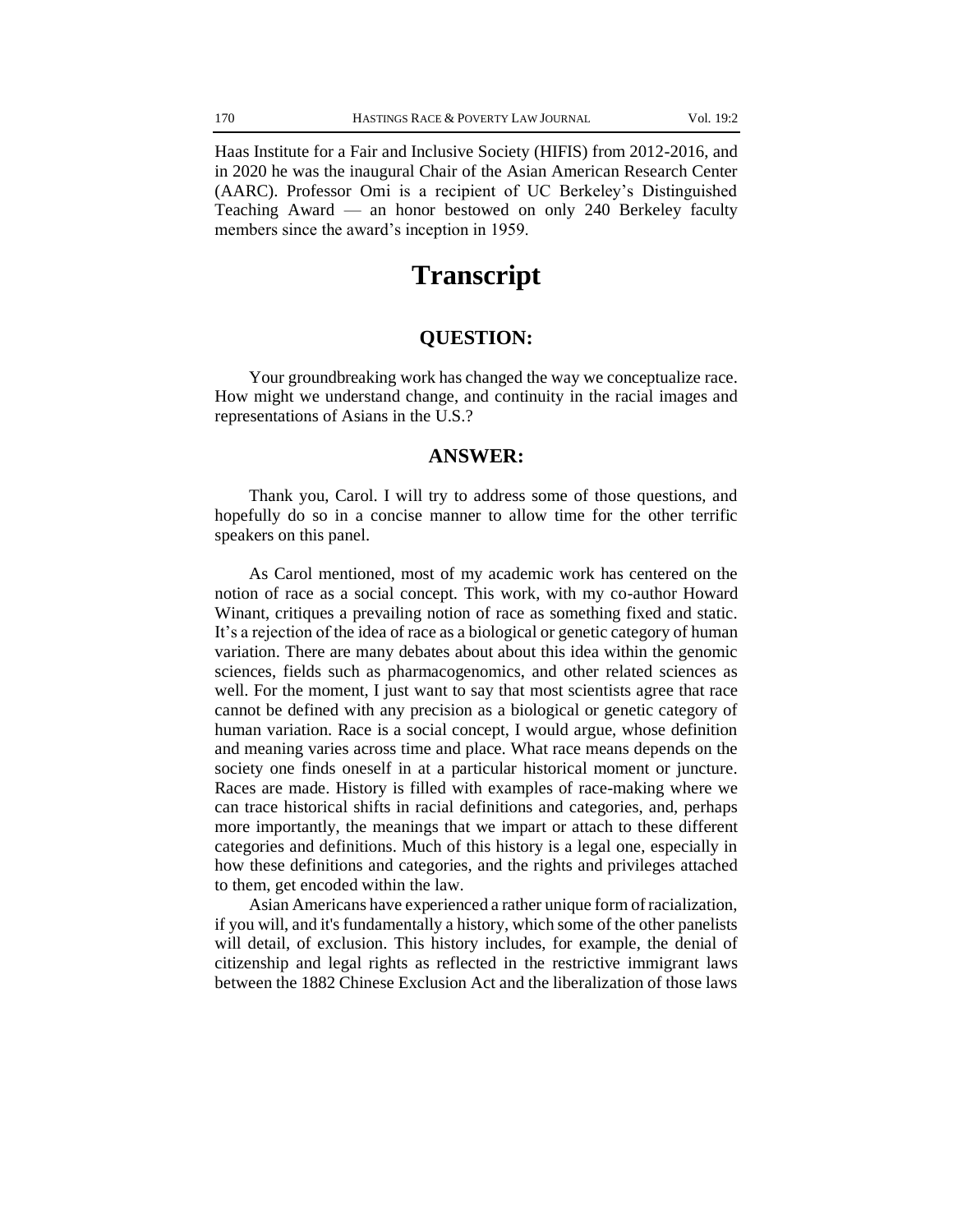Haas Institute for a Fair and Inclusive Society (HIFIS) from 2012-2016, and in 2020 he was the inaugural Chair of the Asian American Research Center (AARC). Professor Omi is a recipient of UC Berkeley's Distinguished Teaching Award — an honor bestowed on only 240 Berkeley faculty members since the award's inception in 1959.

# Transcript

## QUESTION:

Your groundbreaking work has changed the way we conceptualize race. How might we understand change, and continuity in the racial images and representations of Asians in the U.S.?

## ANSWER:

Thank you, Carol. I will try to address some of those questions, and hopefully do so in a concise manner to allow time for the other terrific speakers on this panel.

As Carol mentioned, most of my academic work has centered on the notion of race as a social concept. This work, with my co-author Howard Winant, critiques a prevailing notion of race as something fixed and static. It's a rejection of the idea of race as a biological or genetic category of human variation. There are many debates about about this idea within the genomic sciences, fields such as pharmacogenomics, and other related sciences as well. For the moment, I just want to say that most scientists agree that race cannot be defined with any precision as a biological or genetic category of human variation. Race is a social concept, I would argue, whose definition and meaning varies across time and place. What race means depends on the society one finds oneself in at a particular historical moment or juncture. Races are made. History is filled with examples of race-making where we can trace historical shifts in racial definitions and categories, and, perhaps more importantly, the meanings that we impart or attach to these different categories and definitions. Much of this history is a legal one, especially in how these definitions and categories, and the rights and privileges attached to them, get encoded within the law.

Asian Americans have experienced a rather unique form of racialization, if you will, and it's fundamentally a history, which some of the other panelists will detail, of exclusion. This history includes, for example, the denial of citizenship and legal rights as reflected in the restrictive immigrant laws between the 1882 Chinese Exclusion Act and the liberalization of those laws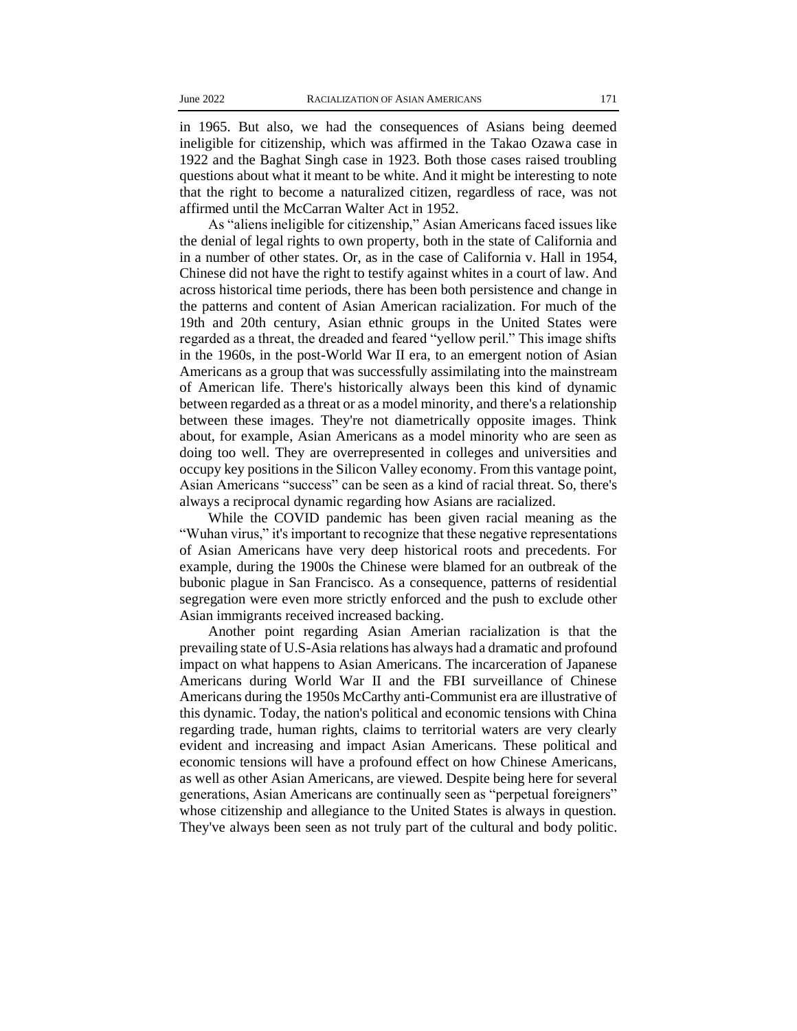in 1965. But also, we had the consequences of Asians being deemed ineligible for citizenship, which was affirmed in the Takao Ozawa case in 1922 and the Baghat Singh case in 1923. Both those cases raised troubling questions about what it meant to be white. And it might be interesting to note that the right to become a naturalized citizen, regardless of race, was not affirmed until the McCarran Walter Act in 1952.

As "aliens ineligible for citizenship," Asian Americans faced issues like the denial of legal rights to own property, both in the state of California and in a number of other states. Or, as in the case of California v. Hall in 1954, Chinese did not have the right to testify against whites in a court of law. And across historical time periods, there has been both persistence and change in the patterns and content of Asian American racialization. For much of the 19th and 20th century, Asian ethnic groups in the United States were regarded as a threat, the dreaded and feared "yellow peril." This image shifts in the 1960s, in the post-World War II era, to an emergent notion of Asian Americans as a group that was successfully assimilating into the mainstream of American life. There's historically always been this kind of dynamic between regarded as a threat or as a model minority, and there's a relationship between these images. They're not diametrically opposite images. Think about, for example, Asian Americans as a model minority who are seen as doing too well. They are overrepresented in colleges and universities and occupy key positions in the Silicon Valley economy. From this vantage point, Asian Americans "success" can be seen as a kind of racial threat. So, there's always a reciprocal dynamic regarding how Asians are racialized.

While the COVID pandemic has been given racial meaning as the "Wuhan virus," it's important to recognize that these negative representations of Asian Americans have very deep historical roots and precedents. For example, during the 1900s the Chinese were blamed for an outbreak of the bubonic plague in San Francisco. As a consequence, patterns of residential segregation were even more strictly enforced and the push to exclude other Asian immigrants received increased backing.

Another point regarding Asian Amerian racialization is that the prevailing state of U.S-Asia relations has always had a dramatic and profound impact on what happens to Asian Americans. The incarceration of Japanese Americans during World War II and the FBI surveillance of Chinese Americans during the 1950s McCarthy anti-Communist era are illustrative of this dynamic. Today, the nation's political and economic tensions with China regarding trade, human rights, claims to territorial waters are very clearly evident and increasing and impact Asian Americans. These political and economic tensions will have a profound effect on how Chinese Americans, as well as other Asian Americans, are viewed. Despite being here for several generations, Asian Americans are continually seen as "perpetual foreigners" whose citizenship and allegiance to the United States is always in question. They've always been seen as not truly part of the cultural and body politic.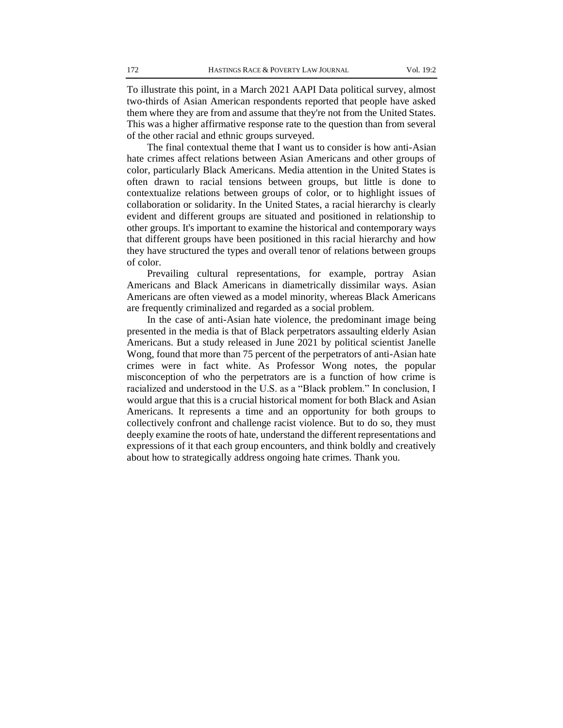To illustrate this point, in a March 2021 AAPI Data political survey, almost two-thirds of Asian American respondents reported that people have asked them where they are from and assume that they're not from the United States. This was a higher affirmative response rate to the question than from several of the other racial and ethnic groups surveyed.

The final contextual theme that I want us to consider is how anti-Asian hate crimes affect relations between Asian Americans and other groups of color, particularly Black Americans. Media attention in the United States is often drawn to racial tensions between groups, but little is done to contextualize relations between groups of color, or to highlight issues of collaboration or solidarity. In the United States, a racial hierarchy is clearly evident and different groups are situated and positioned in relationship to other groups. It's important to examine the historical and contemporary ways that different groups have been positioned in this racial hierarchy and how they have structured the types and overall tenor of relations between groups of color.

Prevailing cultural representations, for example, portray Asian Americans and Black Americans in diametrically dissimilar ways. Asian Americans are often viewed as a model minority, whereas Black Americans are frequently criminalized and regarded as a social problem.

In the case of anti-Asian hate violence, the predominant image being presented in the media is that of Black perpetrators assaulting elderly Asian Americans. But a study released in June 2021 by political scientist Janelle Wong, found that more than 75 percent of the perpetrators of anti-Asian hate crimes were in fact white. As Professor Wong notes, the popular misconception of who the perpetrators are is a function of how crime is racialized and understood in the U.S. as a "Black problem." In conclusion, I would argue that this is a crucial historical moment for both Black and Asian Americans. It represents a time and an opportunity for both groups to collectively confront and challenge racist violence. But to do so, they must deeply examine the roots of hate, understand the different representations and expressions of it that each group encounters, and think boldly and creatively about how to strategically address ongoing hate crimes. Thank you.